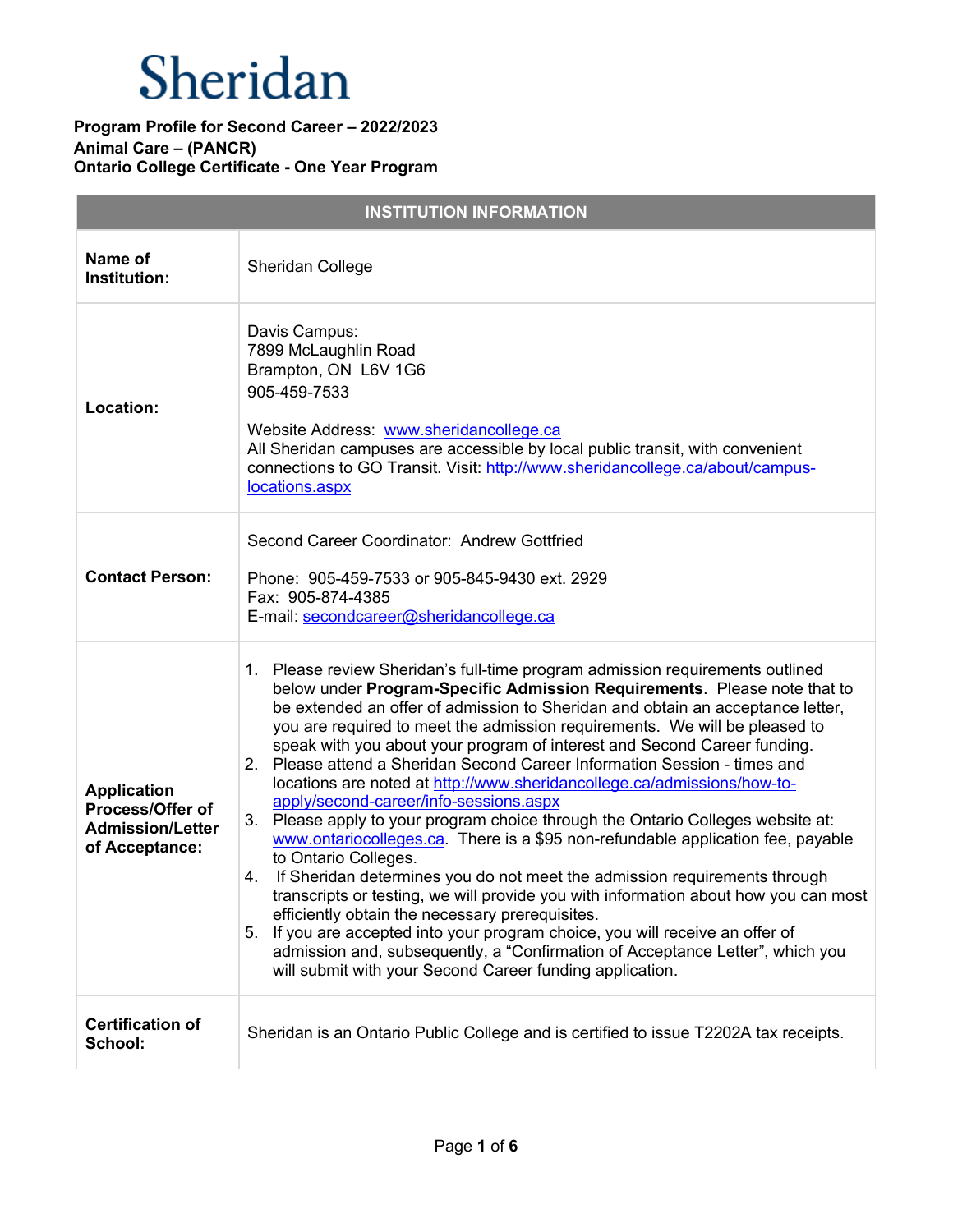# Sheridan

**Program Profile for Second Career – 2022/2023**
**Animal Care – (PANCR)**
**Ontario College Certificate - One Year Program**

| INSTITUTION INFORMATION | |
|---|---|
| **Name of Institution:** | Sheridan College |
| **Location:** | Davis Campus:<br>7899 McLaughlin Road<br>Brampton, ON L6V 1G6<br>905-459-7533<br><br>Website Address: [www.sheridancollege.ca](http://www.sheridancollege.ca)<br>All Sheridan campuses are accessible by local public transit, with convenient connections to GO Transit. Visit: [http://www.sheridancollege.ca/about/campus-locations.aspx](http://www.sheridancollege.ca/about/campus-locations.aspx) |
| **Contact Person:** | Second Career Coordinator: Andrew Gottfried<br><br>Phone: 905-459-7533 or 905-845-9430 ext. 2929<br>Fax: 905-874-4385<br>E-mail: [secondcareer@sheridancollege.ca](mailto:secondcareer@sheridancollege.ca) |
| **Application Process/Offer of Admission/Letter of Acceptance:** | 1. Please review Sheridan's full-time program admission requirements outlined below under **Program-Specific Admission Requirements**. Please note that to be extended an offer of admission to Sheridan and obtain an acceptance letter, you are required to meet the admission requirements. We will be pleased to speak with you about your program of interest and Second Career funding.<br>2. Please attend a Sheridan Second Career Information Session - times and locations are noted at [http://www.sheridancollege.ca/admissions/how-to-apply/second-career/info-sessions.aspx](http://www.sheridancollege.ca/admissions/how-to-apply/second-career/info-sessions.aspx)<br>3. Please apply to your program choice through the Ontario Colleges website at: [www.ontariocolleges.ca](http://www.ontariocolleges.ca). There is a $95 non-refundable application fee, payable to Ontario Colleges.<br>4. If Sheridan determines you do not meet the admission requirements through transcripts or testing, we will provide you with information about how you can most efficiently obtain the necessary prerequisites.<br>5. If you are accepted into your program choice, you will receive an offer of admission and, subsequently, a "Confirmation of Acceptance Letter", which you will submit with your Second Career funding application. |
| **Certification of School:** | Sheridan is an Ontario Public College and is certified to issue T2202A tax receipts. |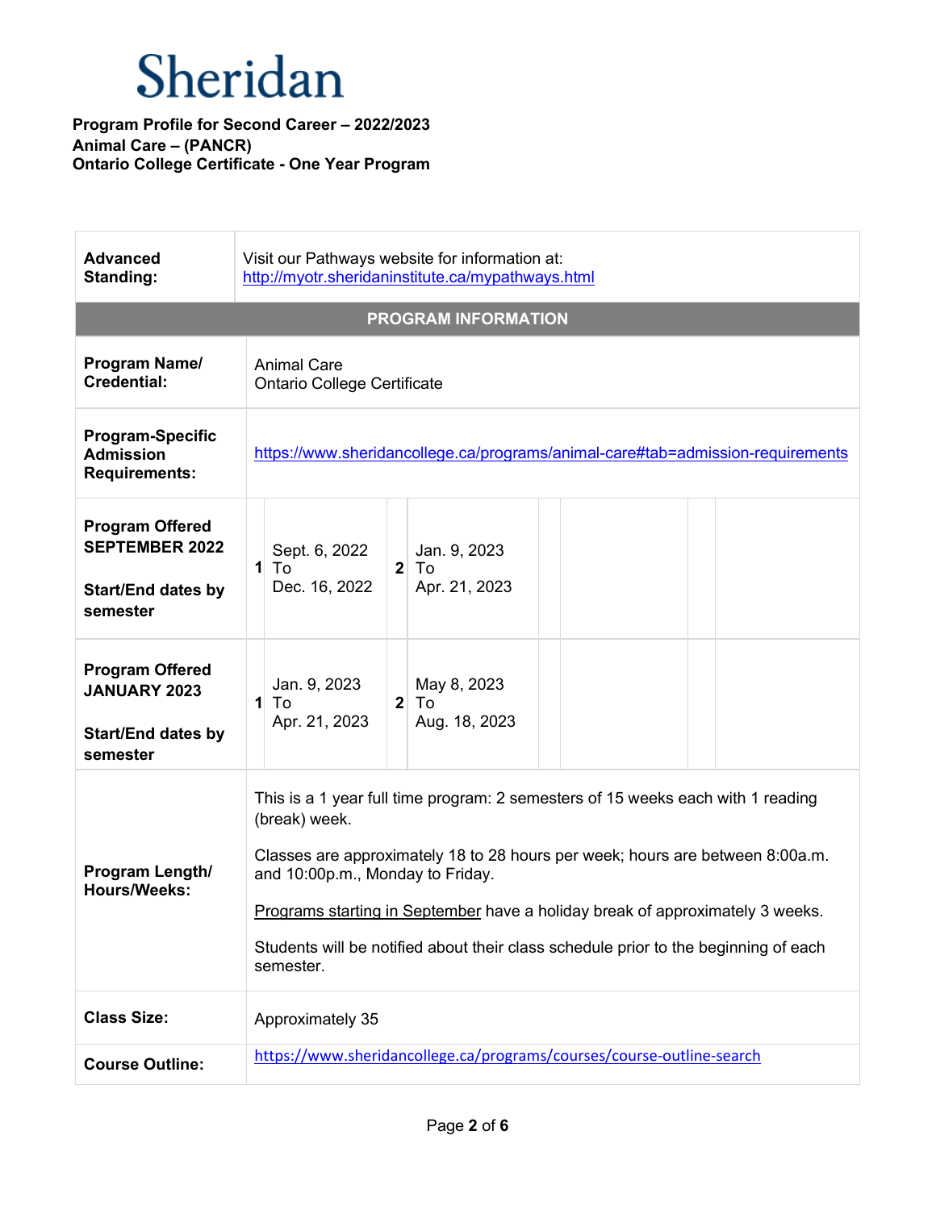# Sheridan

**Program Profile for Second Career – 2022/2023**
**Animal Care – (PANCR)**
**Ontario College Certificate - One Year Program**

| | |
|---|---|
| **Advanced Standing:** | Visit our Pathways website for information at: http://myotr.sheridaninstitute.ca/mypathways.html |

| **PROGRAM INFORMATION** | | | | | | | | |
|---|---|---|---|---|---|---|---|---|
| **Program Name/ Credential:** | Animal Care<br>Ontario College Certificate | | | | | | | |
| **Program-Specific Admission Requirements:** | https://www.sheridancollege.ca/programs/animal-care#tab=admission-requirements | | | | | | | |
| **Program Offered SEPTEMBER 2022**<br><br>**Start/End dates by semester** | **1** | Sept. 6, 2022 To Dec. 16, 2022 | **2** | Jan. 9, 2023 To Apr. 21, 2023 | | | | |
| **Program Offered JANUARY 2023**<br><br>**Start/End dates by semester** | **1** | Jan. 9, 2023 To Apr. 21, 2023 | **2** | May 8, 2023 To Aug. 18, 2023 | | | | |
| **Program Length/ Hours/Weeks:** | This is a 1 year full time program: 2 semesters of 15 weeks each with 1 reading (break) week.<br><br>Classes are approximately 18 to 28 hours per week; hours are between 8:00a.m. and 10:00p.m., Monday to Friday.<br><br>Programs starting in September have a holiday break of approximately 3 weeks.<br><br>Students will be notified about their class schedule prior to the beginning of each semester. | | | | | | | |
| **Class Size:** | Approximately 35 | | | | | | | |
| **Course Outline:** | https://www.sheridancollege.ca/programs/courses/course-outline-search | | | | | | | |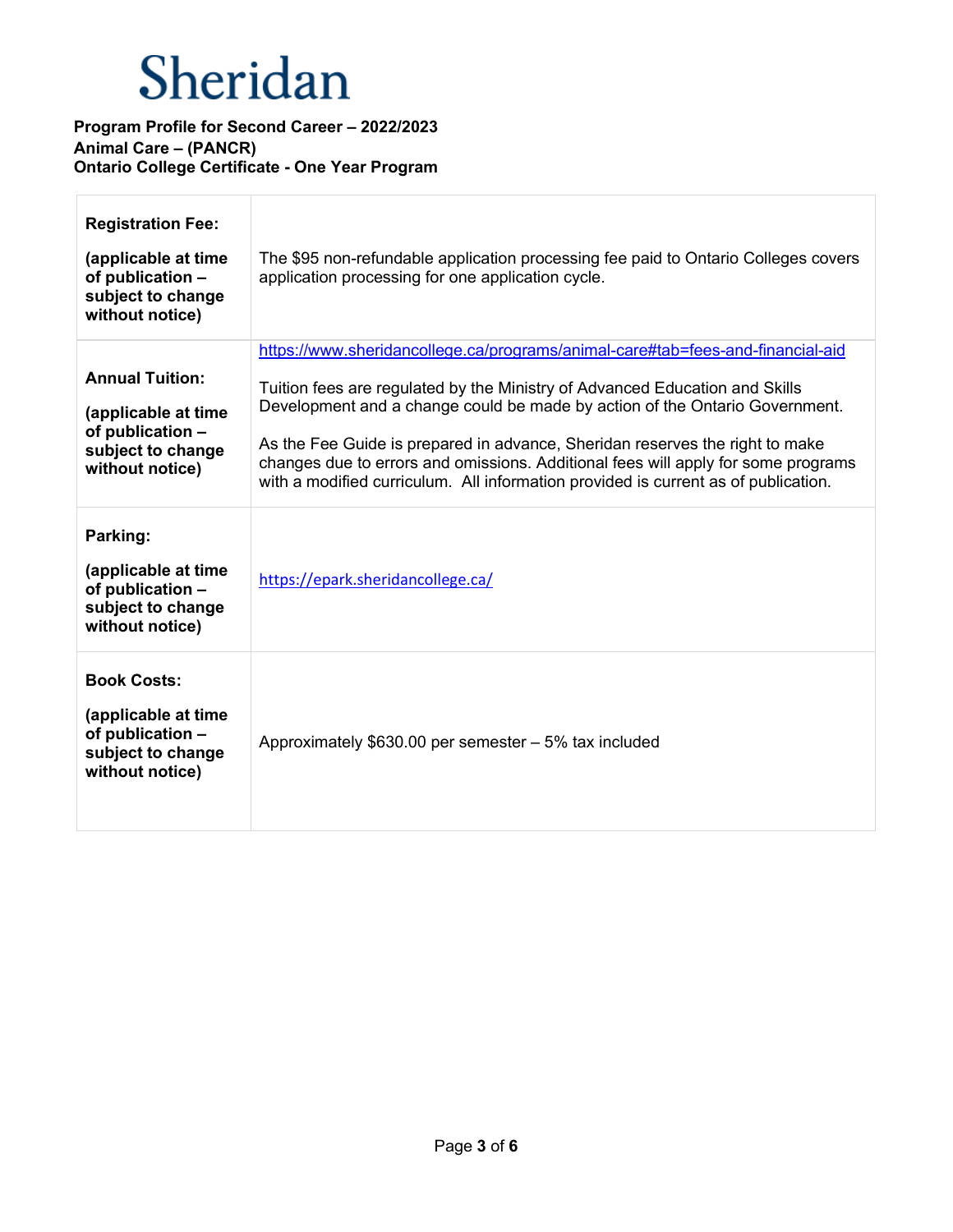Sheridan

**Program Profile for Second Career – 2022/2023**
**Animal Care – (PANCR)**
**Ontario College Certificate - One Year Program**

| | |
|---|---|
| **Registration Fee:** **(applicable at time of publication – subject to change without notice)** | The $95 non-refundable application processing fee paid to Ontario Colleges covers application processing for one application cycle. |
| **Annual Tuition:** **(applicable at time of publication – subject to change without notice)** | https://www.sheridancollege.ca/programs/animal-care#tab=fees-and-financial-aid Tuition fees are regulated by the Ministry of Advanced Education and Skills Development and a change could be made by action of the Ontario Government. As the Fee Guide is prepared in advance, Sheridan reserves the right to make changes due to errors and omissions. Additional fees will apply for some programs with a modified curriculum. All information provided is current as of publication. |
| **Parking:** **(applicable at time of publication – subject to change without notice)** | https://epark.sheridancollege.ca/ |
| **Book Costs:** **(applicable at time of publication – subject to change without notice)** | Approximately $630.00 per semester – 5% tax included |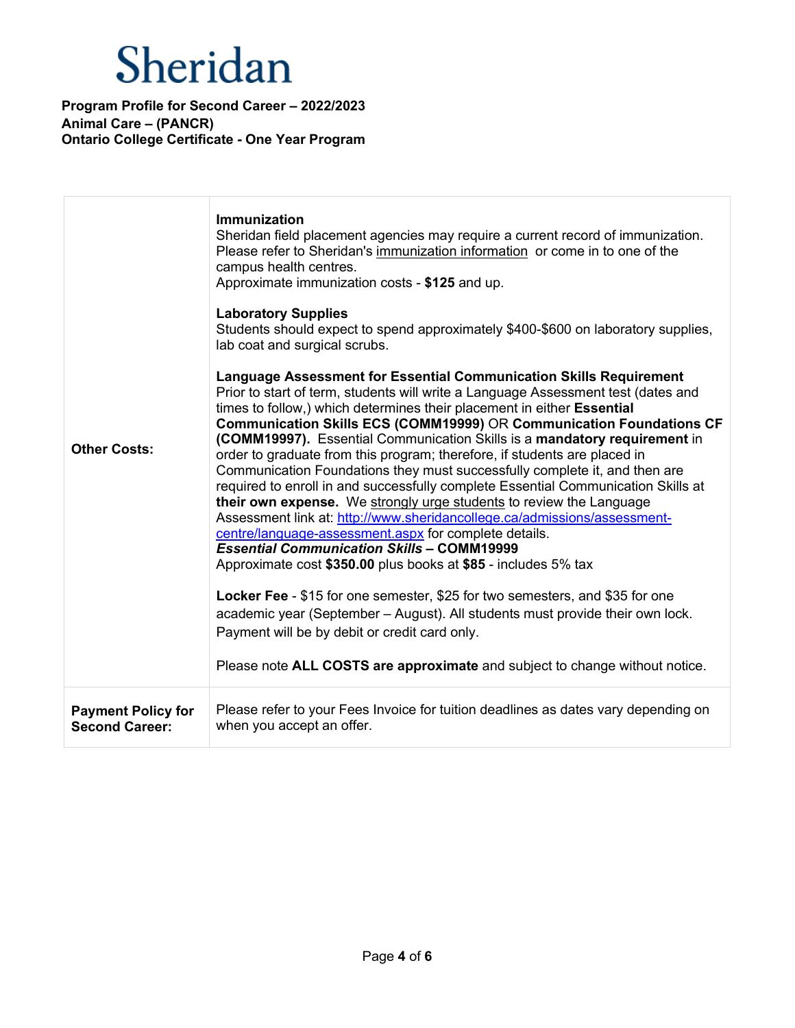# Sheridan

**Program Profile for Second Career – 2022/2023**
**Animal Care – (PANCR)**
**Ontario College Certificate - One Year Program**

| | |
|---|---|
| **Other Costs:** | **Immunization**<br>Sheridan field placement agencies may require a current record of immunization. Please refer to Sheridan's immunization information or come in to one of the campus health centres.<br>Approximate immunization costs - **$125** and up.<br><br>**Laboratory Supplies**<br>Students should expect to spend approximately $400-$600 on laboratory supplies, lab coat and surgical scrubs.<br><br>**Language Assessment for Essential Communication Skills Requirement**<br>Prior to start of term, students will write a Language Assessment test (dates and times to follow,) which determines their placement in either **Essential Communication Skills ECS (COMM19999)** OR **Communication Foundations CF (COMM19997).** Essential Communication Skills is a **mandatory requirement** in order to graduate from this program; therefore, if students are placed in Communication Foundations they must successfully complete it, and then are required to enroll in and successfully complete Essential Communication Skills at **their own expense.** We strongly urge students to review the Language Assessment link at: http://www.sheridancollege.ca/admissions/assessment-centre/language-assessment.aspx for complete details.<br>***Essential Communication Skills* – COMM19999**<br>Approximate cost **$350.00** plus books at **$85** - includes 5% tax<br><br>**Locker Fee** - $15 for one semester, $25 for two semesters, and $35 for one academic year (September – August). All students must provide their own lock. Payment will be by debit or credit card only.<br><br>Please note **ALL COSTS are approximate** and subject to change without notice. |
| **Payment Policy for Second Career:** | Please refer to your Fees Invoice for tuition deadlines as dates vary depending on when you accept an offer. |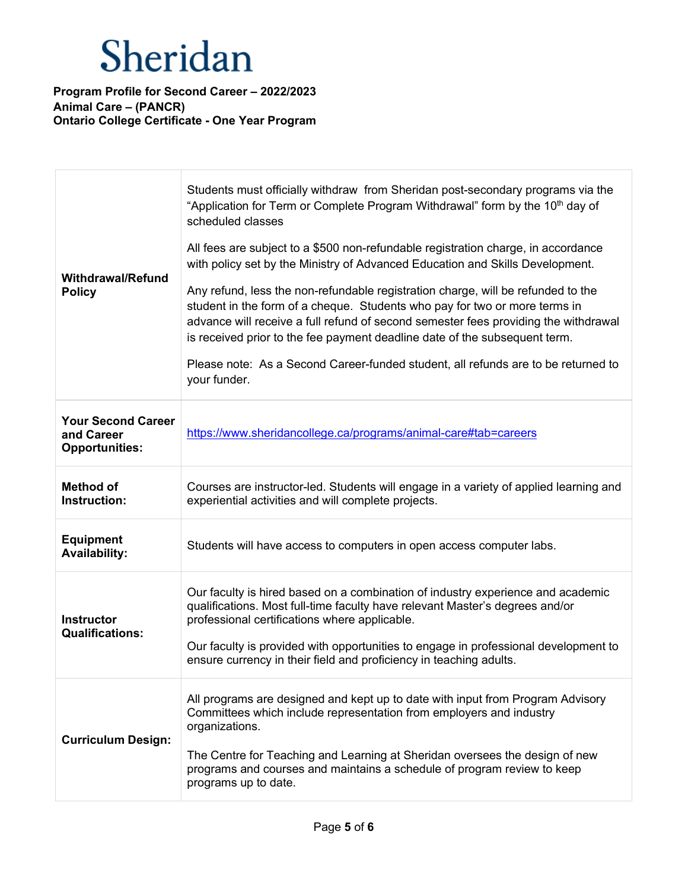Sheridan

**Program Profile for Second Career – 2022/2023**
**Animal Care – (PANCR)**
**Ontario College Certificate - One Year Program**

| | |
|---|---|
| **Withdrawal/Refund Policy** | Students must officially withdraw from Sheridan post-secondary programs via the "Application for Term or Complete Program Withdrawal" form by the 10th day of scheduled classes<br><br>All fees are subject to a $500 non-refundable registration charge, in accordance with policy set by the Ministry of Advanced Education and Skills Development.<br><br>Any refund, less the non-refundable registration charge, will be refunded to the student in the form of a cheque. Students who pay for two or more terms in advance will receive a full refund of second semester fees providing the withdrawal is received prior to the fee payment deadline date of the subsequent term.<br><br>Please note: As a Second Career-funded student, all refunds are to be returned to your funder. |
| **Your Second Career and Career Opportunities:** | https://www.sheridancollege.ca/programs/animal-care#tab=careers |
| **Method of Instruction:** | Courses are instructor-led. Students will engage in a variety of applied learning and experiential activities and will complete projects. |
| **Equipment Availability:** | Students will have access to computers in open access computer labs. |
| **Instructor Qualifications:** | Our faculty is hired based on a combination of industry experience and academic qualifications. Most full-time faculty have relevant Master's degrees and/or professional certifications where applicable.<br><br>Our faculty is provided with opportunities to engage in professional development to ensure currency in their field and proficiency in teaching adults. |
| **Curriculum Design:** | All programs are designed and kept up to date with input from Program Advisory Committees which include representation from employers and industry organizations.<br><br>The Centre for Teaching and Learning at Sheridan oversees the design of new programs and courses and maintains a schedule of program review to keep programs up to date. |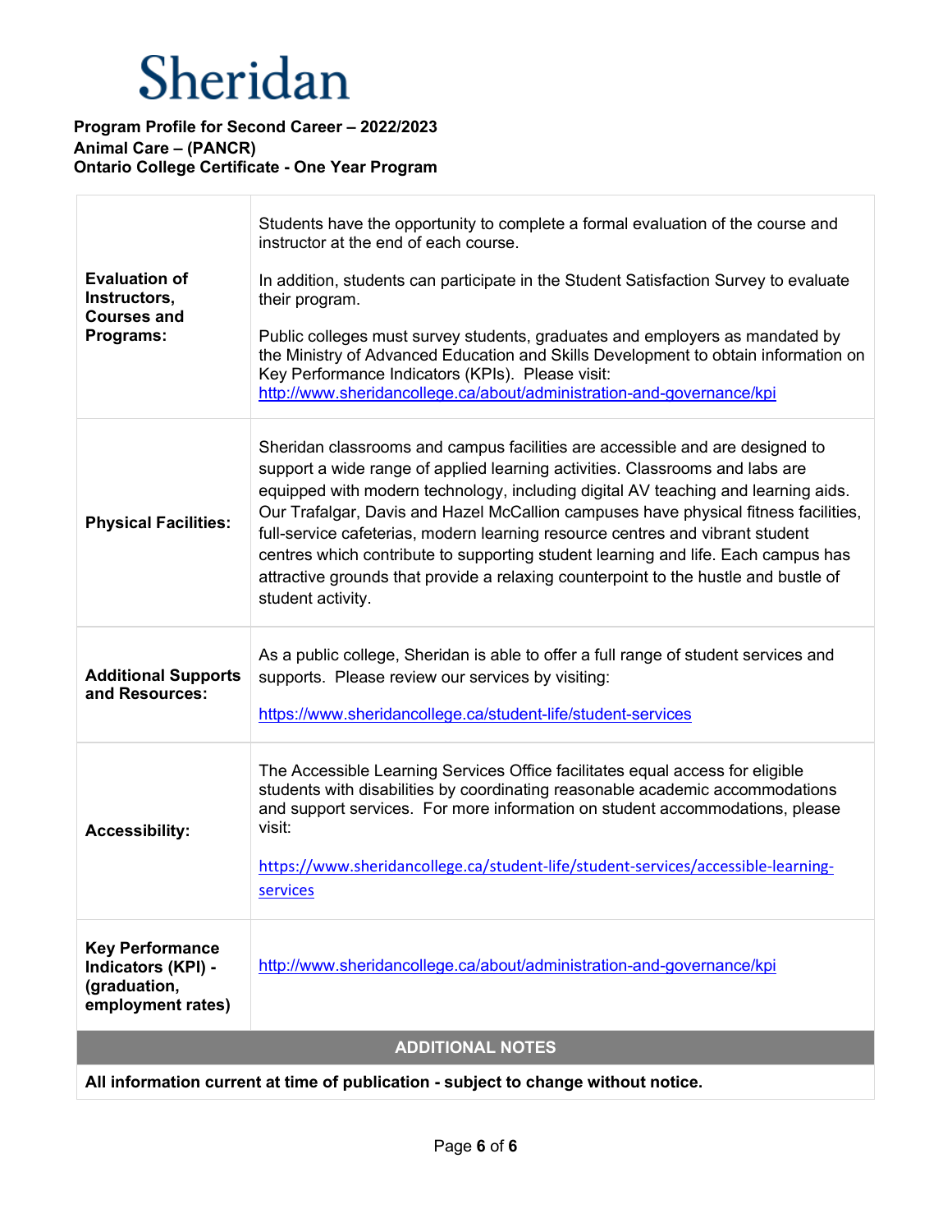Sheridan

**Program Profile for Second Career – 2022/2023**
**Animal Care – (PANCR)**
**Ontario College Certificate - One Year Program**

| | |
|---|---|
| **Evaluation of Instructors, Courses and Programs:** | Students have the opportunity to complete a formal evaluation of the course and instructor at the end of each course. <br><br> In addition, students can participate in the Student Satisfaction Survey to evaluate their program. <br><br> Public colleges must survey students, graduates and employers as mandated by the Ministry of Advanced Education and Skills Development to obtain information on Key Performance Indicators (KPIs). Please visit: http://www.sheridancollege.ca/about/administration-and-governance/kpi |
| **Physical Facilities:** | Sheridan classrooms and campus facilities are accessible and are designed to support a wide range of applied learning activities. Classrooms and labs are equipped with modern technology, including digital AV teaching and learning aids. Our Trafalgar, Davis and Hazel McCallion campuses have physical fitness facilities, full-service cafeterias, modern learning resource centres and vibrant student centres which contribute to supporting student learning and life. Each campus has attractive grounds that provide a relaxing counterpoint to the hustle and bustle of student activity. |
| **Additional Supports and Resources:** | As a public college, Sheridan is able to offer a full range of student services and supports. Please review our services by visiting: <br><br> https://www.sheridancollege.ca/student-life/student-services |
| **Accessibility:** | The Accessible Learning Services Office facilitates equal access for eligible students with disabilities by coordinating reasonable academic accommodations and support services. For more information on student accommodations, please visit: <br><br> https://www.sheridancollege.ca/student-life/student-services/accessible-learning-services |
| **Key Performance Indicators (KPI) - (graduation, employment rates)** | http://www.sheridancollege.ca/about/administration-and-governance/kpi |

**ADDITIONAL NOTES**

**All information current at time of publication - subject to change without notice.**